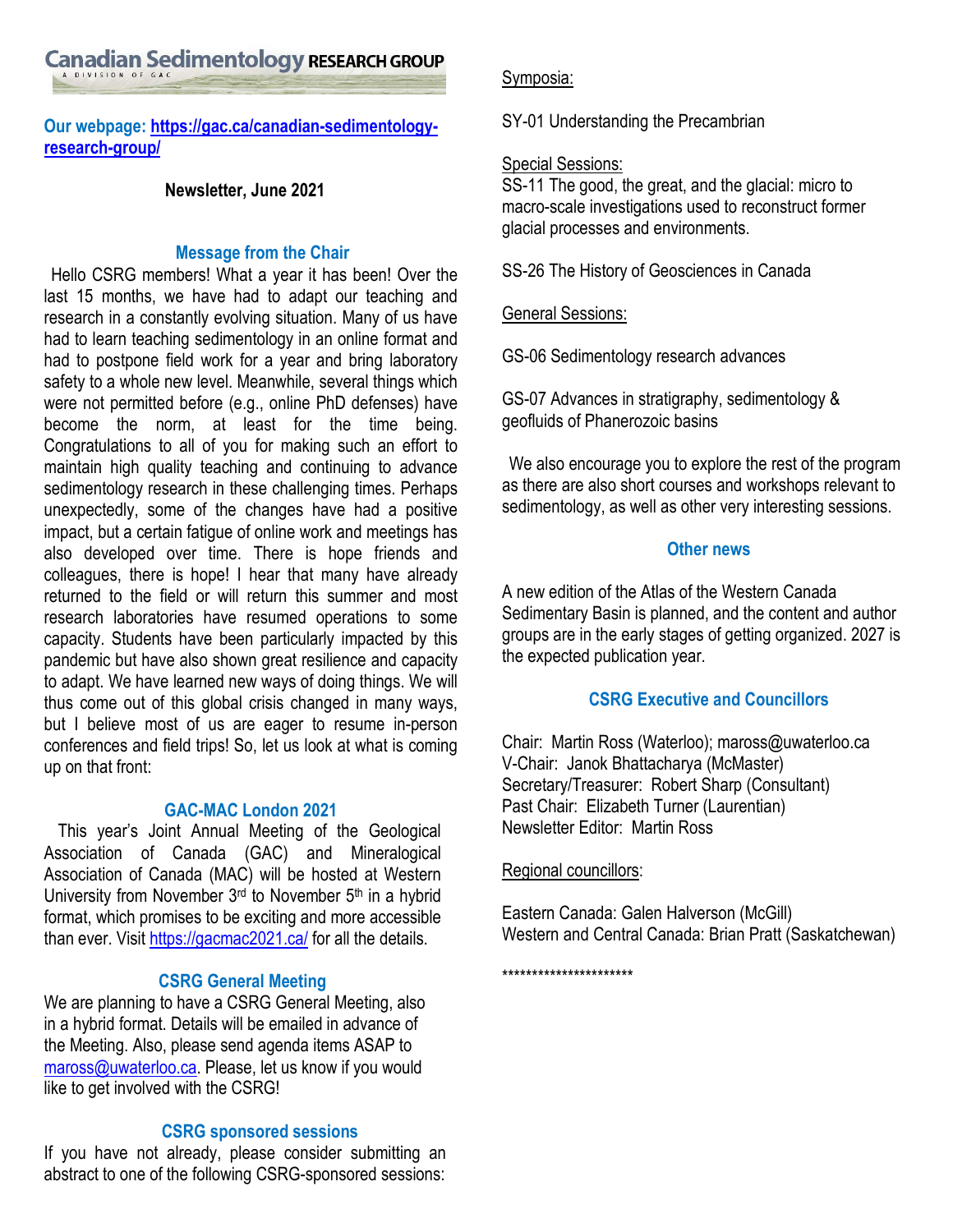# Canadian Sedimentology RESEARCH GROUP

A DIVISION OF GAC

**Our webpage: https://gac.ca/canadian-sedimentology-research-group/**

**Newsletter, June 2021**

## Message from the Chair

Hello CSRG members! What a year it has been! Over the last 15 months, we have had to adapt our teaching and research in a constantly evolving situation. Many of us have had to learn teaching sedimentology in an online format and had to postpone field work for a year and bring laboratory safety to a whole new level. Meanwhile, several things which were not permitted before (e.g., online PhD defenses) have become the norm, at least for the time being. Congratulations to all of you for making such an effort to maintain high quality teaching and continuing to advance sedimentology research in these challenging times. Perhaps unexpectedly, some of the changes have had a positive impact, but a certain fatigue of online work and meetings has also developed over time. There is hope friends and colleagues, there is hope! I hear that many have already returned to the field or will return this summer and most research laboratories have resumed operations to some capacity. Students have been particularly impacted by this pandemic but have also shown great resilience and capacity to adapt. We have learned new ways of doing things. We will thus come out of this global crisis changed in many ways, but I believe most of us are eager to resume in-person conferences and field trips! So, let us look at what is coming up on that front:

## GAC-MAC London 2021

This year's Joint Annual Meeting of the Geological Association of Canada (GAC) and Mineralogical Association of Canada (MAC) will be hosted at Western University from November 3rd to November 5th in a hybrid format, which promises to be exciting and more accessible than ever. Visit https://gacmac2021.ca/ for all the details.

## CSRG General Meeting

We are planning to have a CSRG General Meeting, also in a hybrid format. Details will be emailed in advance of the Meeting. Also, please send agenda items ASAP to maross@uwaterloo.ca. Please, let us know if you would like to get involved with the CSRG!

## CSRG sponsored sessions

If you have not already, please consider submitting an abstract to one of the following CSRG-sponsored sessions:

Symposia:

SY-01 Understanding the Precambrian

Special Sessions:

SS-11 The good, the great, and the glacial: micro to macro-scale investigations used to reconstruct former glacial processes and environments.

SS-26 The History of Geosciences in Canada

General Sessions:

GS-06 Sedimentology research advances

GS-07 Advances in stratigraphy, sedimentology & geofluids of Phanerozoic basins

We also encourage you to explore the rest of the program as there are also short courses and workshops relevant to sedimentology, as well as other very interesting sessions.

## Other news

A new edition of the Atlas of the Western Canada Sedimentary Basin is planned, and the content and author groups are in the early stages of getting organized. 2027 is the expected publication year.

## CSRG Executive and Councillors

Chair: Martin Ross (Waterloo); maross@uwaterloo.ca
V-Chair: Janok Bhattacharya (McMaster)
Secretary/Treasurer: Robert Sharp (Consultant)
Past Chair: Elizabeth Turner (Laurentian)
Newsletter Editor: Martin Ross

Regional councillors:

Eastern Canada: Galen Halverson (McGill)
Western and Central Canada: Brian Pratt (Saskatchewan)

**********************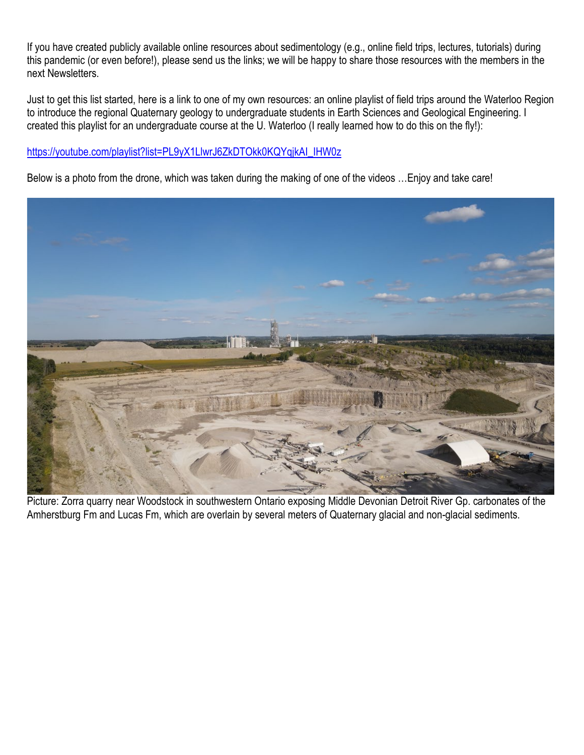If you have created publicly available online resources about sedimentology (e.g., online field trips, lectures, tutorials) during this pandemic (or even before!), please send us the links; we will be happy to share those resources with the members in the next Newsletters.

Just to get this list started, here is a link to one of my own resources: an online playlist of field trips around the Waterloo Region to introduce the regional Quaternary geology to undergraduate students in Earth Sciences and Geological Engineering. I created this playlist for an undergraduate course at the U. Waterloo (I really learned how to do this on the fly!):

https://youtube.com/playlist?list=PL9yX1LlwrJ6ZkDTOkk0KQYqjkAl_lHW0z

Below is a photo from the drone, which was taken during the making of one of the videos …Enjoy and take care!

Picture: Zorra quarry near Woodstock in southwestern Ontario exposing Middle Devonian Detroit River Gp. carbonates of the Amherstburg Fm and Lucas Fm, which are overlain by several meters of Quaternary glacial and non-glacial sediments.